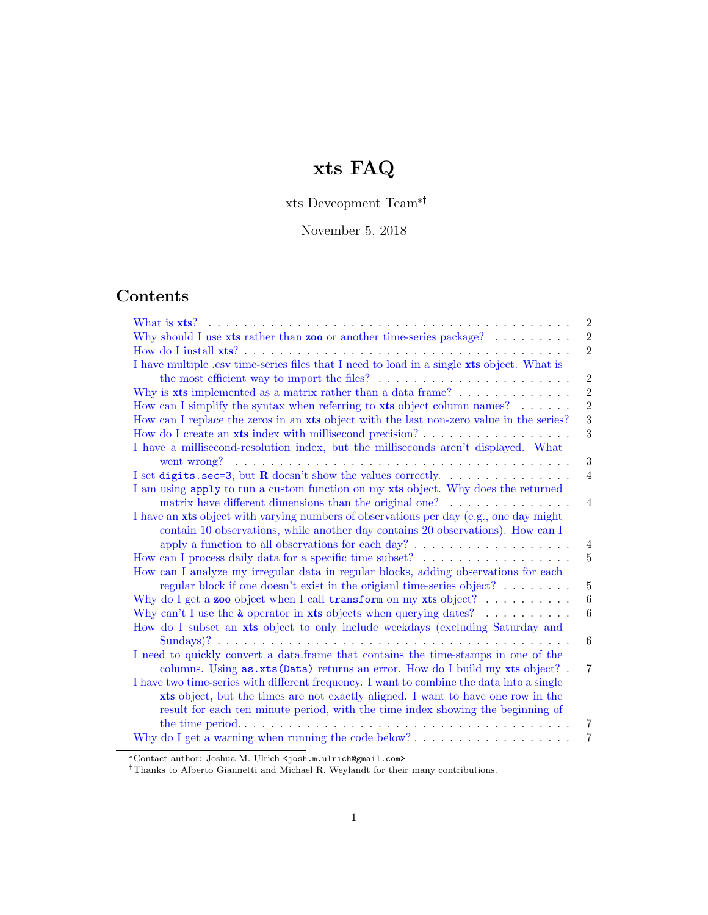# xts FAQ

xts Deveopment Team[*][†]

November 5, 2018

## Contents

- What is **xts**? . . . 2
- Why should I use **xts** rather than **zoo** or another time-series package? . . . 2
- How do I install **xts**? . . . 2
- I have multiple .csv time-series files that I need to load in a single **xts** object. What is the most efficient way to import the files? . . . 2
- Why is **xts** implemented as a matrix rather than a data frame? . . . 2
- How can I simplify the syntax when referring to **xts** object column names? . . . 2
- How can I replace the zeros in an **xts** object with the last non-zero value in the series? . . . 3
- How do I create an **xts** index with millisecond precision? . . . 3
- I have a millisecond-resolution index, but the milliseconds aren't displayed. What went wrong? . . . 3
- I set `digits.sec=3`, but **R** doesn't show the values correctly. . . . 4
- I am using `apply` to run a custom function on my **xts** object. Why does the returned matrix have different dimensions than the original one? . . . 4
- I have an **xts** object with varying numbers of observations per day (e.g., one day might contain 10 observations, while another day contains 20 observations). How can I apply a function to all observations for each day? . . . 4
- How can I process daily data for a specific time subset? . . . 5
- How can I analyze my irregular data in regular blocks, adding observations for each regular block if one doesn't exist in the origianl time-series object? . . . 5
- Why do I get a **zoo** object when I call `transform` on my **xts** object? . . . 6
- Why can't I use the `&` operator in **xts** objects when querying dates? . . . 6
- How do I subset an **xts** object to only include weekdays (excluding Saturday and Sundays)? . . . 6
- I need to quickly convert a data.frame that contains the time-stamps in one of the columns. Using `as.xts(Data)` returns an error. How do I build my **xts** object? . . . 7
- I have two time-series with different frequency. I want to combine the data into a single **xts** object, but the times are not exactly aligned. I want to have one row in the result for each ten minute period, with the time index showing the beginning of the time period. . . . 7
- Why do I get a warning when running the code below? . . . 7

---

[*] Contact author: Joshua M. Ulrich <josh.m.ulrich@gmail.com>

[†] Thanks to Alberto Giannetti and Michael R. Weylandt for their many contributions.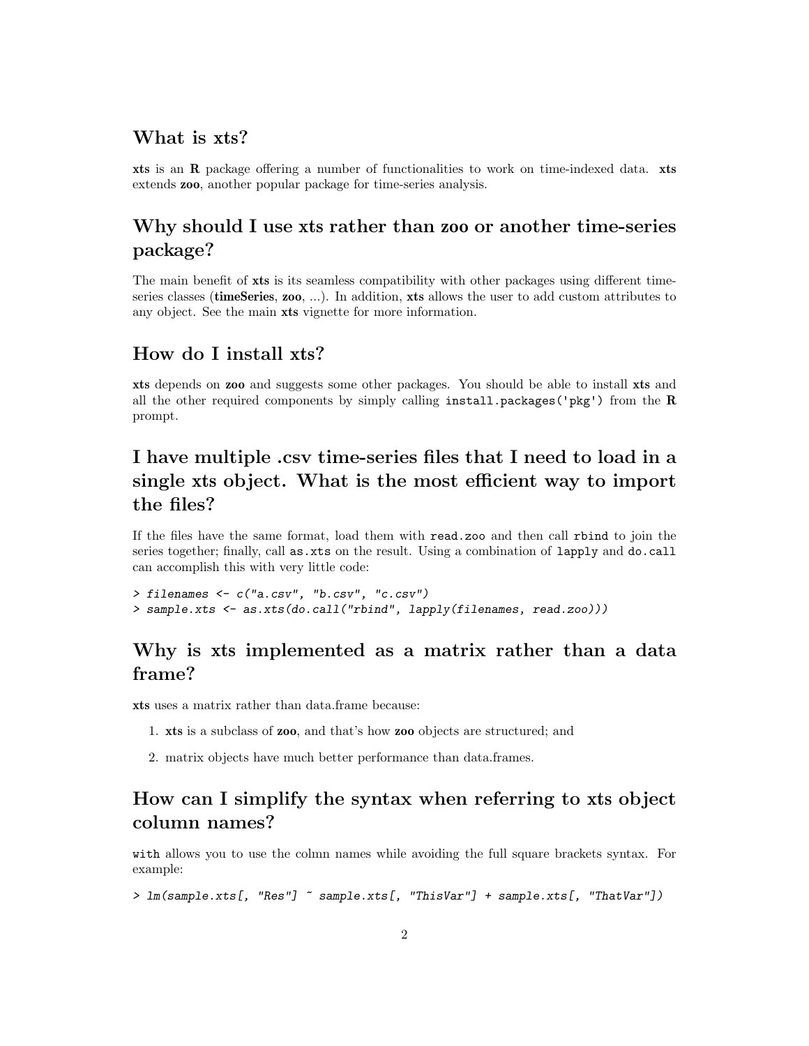## What is xts?

**xts** is an **R** package offering a number of functionalities to work on time-indexed data. **xts** extends **zoo**, another popular package for time-series analysis.

## Why should I use xts rather than zoo or another time-series package?

The main benefit of **xts** is its seamless compatibility with other packages using different time-series classes (**timeSeries**, **zoo**, ...). In addition, **xts** allows the user to add custom attributes to any object. See the main **xts** vignette for more information.

## How do I install xts?

**xts** depends on **zoo** and suggests some other packages. You should be able to install **xts** and all the other required components by simply calling `install.packages('pkg')` from the **R** prompt.

## I have multiple .csv time-series files that I need to load in a single xts object. What is the most efficient way to import the files?

If the files have the same format, load them with `read.zoo` and then call `rbind` to join the series together; finally, call `as.xts` on the result. Using a combination of `lapply` and `do.call` can accomplish this with very little code:

```
> filenames <- c("a.csv", "b.csv", "c.csv")
> sample.xts <- as.xts(do.call("rbind", lapply(filenames, read.zoo)))
```

## Why is xts implemented as a matrix rather than a data frame?

**xts** uses a matrix rather than data.frame because:

1. **xts** is a subclass of **zoo**, and that's how **zoo** objects are structured; and
2. matrix objects have much better performance than data.frames.

## How can I simplify the syntax when referring to xts object column names?

`with` allows you to use the colmn names while avoiding the full square brackets syntax. For example:

```
> lm(sample.xts[, "Res"] ~ sample.xts[, "ThisVar"] + sample.xts[, "ThatVar"])
```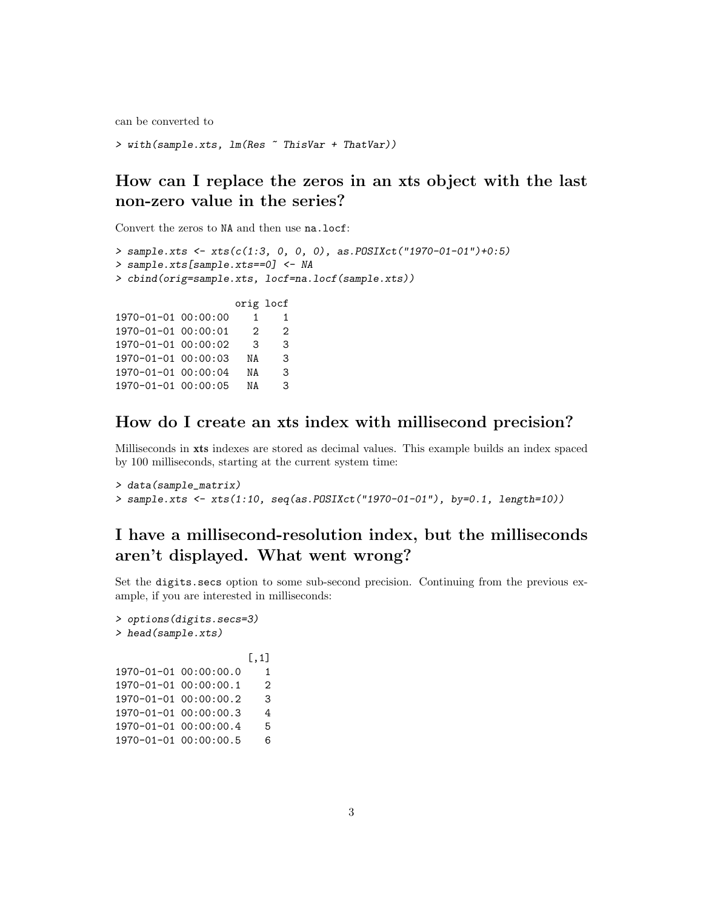can be converted to

```
> with(sample.xts, lm(Res ~ ThisVar + ThatVar))
```

## How can I replace the zeros in an xts object with the last non-zero value in the series?

Convert the zeros to NA and then use `na.locf`:

```
> sample.xts <- xts(c(1:3, 0, 0, 0), as.POSIXct("1970-01-01")+0:5)
> sample.xts[sample.xts==0] <- NA
> cbind(orig=sample.xts, locf=na.locf(sample.xts))
```

```
                    orig locf
1970-01-01 00:00:00    1    1
1970-01-01 00:00:01    2    2
1970-01-01 00:00:02    3    3
1970-01-01 00:00:03   NA    3
1970-01-01 00:00:04   NA    3
1970-01-01 00:00:05   NA    3
```

## How do I create an xts index with millisecond precision?

Milliseconds in **xts** indexes are stored as decimal values. This example builds an index spaced by 100 milliseconds, starting at the current system time:

```
> data(sample_matrix)
> sample.xts <- xts(1:10, seq(as.POSIXct("1970-01-01"), by=0.1, length=10))
```

## I have a millisecond-resolution index, but the milliseconds aren't displayed. What went wrong?

Set the `digits.secs` option to some sub-second precision. Continuing from the previous example, if you are interested in milliseconds:

```
> options(digits.secs=3)
> head(sample.xts)
```

```
                      [,1]
1970-01-01 00:00:00.0    1
1970-01-01 00:00:00.1    2
1970-01-01 00:00:00.2    3
1970-01-01 00:00:00.3    4
1970-01-01 00:00:00.4    5
1970-01-01 00:00:00.5    6
```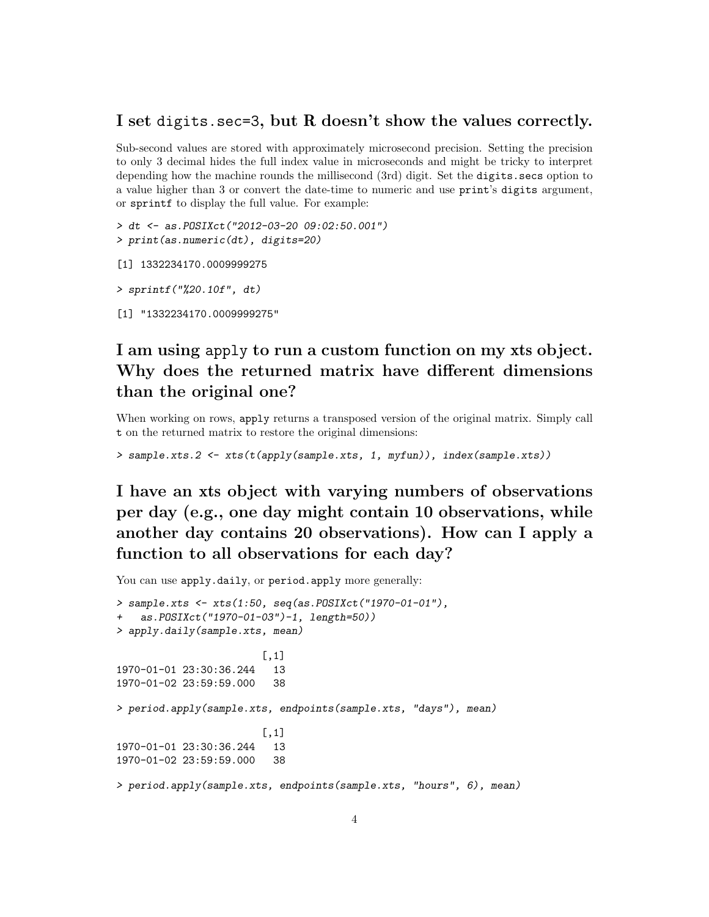## I set digits.sec=3, but R doesn't show the values correctly.

Sub-second values are stored with approximately microsecond precision. Setting the precision to only 3 decimal hides the full index value in microseconds and might be tricky to interpret depending how the machine rounds the millisecond (3rd) digit. Set the `digits.secs` option to a value higher than 3 or convert the date-time to numeric and use `print`'s `digits` argument, or `sprintf` to display the full value. For example:

```
> dt <- as.POSIXct("2012-03-20 09:02:50.001")
> print(as.numeric(dt), digits=20)

[1] 1332234170.0009999275

> sprintf("%20.10f", dt)

[1] "1332234170.0009999275"
```

## I am using apply to run a custom function on my xts object. Why does the returned matrix have different dimensions than the original one?

When working on rows, `apply` returns a transposed version of the original matrix. Simply call `t` on the returned matrix to restore the original dimensions:

```
> sample.xts.2 <- xts(t(apply(sample.xts, 1, myfun)), index(sample.xts))
```

## I have an xts object with varying numbers of observations per day (e.g., one day might contain 10 observations, while another day contains 20 observations). How can I apply a function to all observations for each day?

You can use `apply.daily`, or `period.apply` more generally:

```
> sample.xts <- xts(1:50, seq(as.POSIXct("1970-01-01"),
+   as.POSIXct("1970-01-03")-1, length=50))
> apply.daily(sample.xts, mean)

                        [,1]
1970-01-01 23:30:36.244   13
1970-01-02 23:59:59.000   38

> period.apply(sample.xts, endpoints(sample.xts, "days"), mean)

                        [,1]
1970-01-01 23:30:36.244   13
1970-01-02 23:59:59.000   38

> period.apply(sample.xts, endpoints(sample.xts, "hours", 6), mean)
```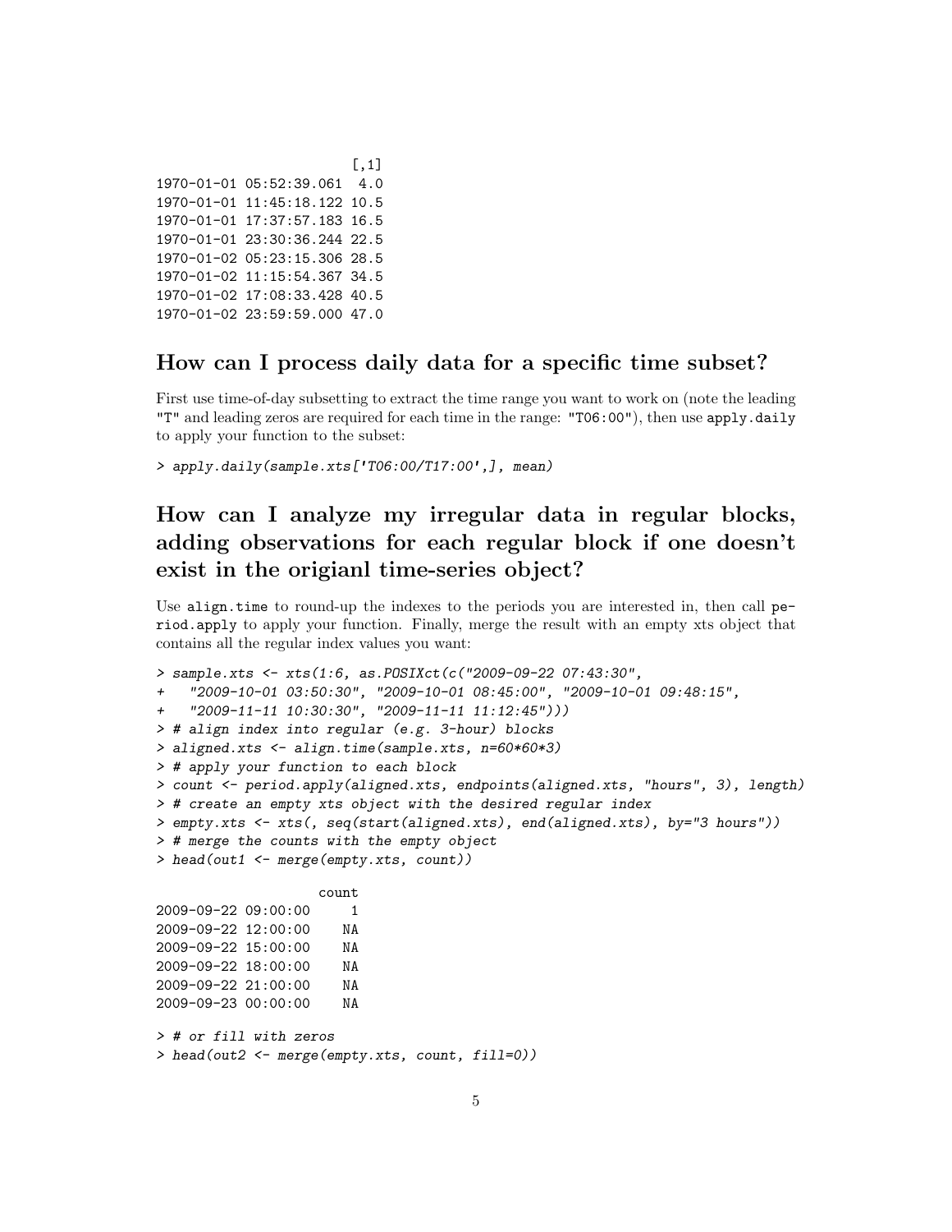```
                         [,1]
1970-01-01 05:52:39.061  4.0
1970-01-01 11:45:18.122 10.5
1970-01-01 17:37:57.183 16.5
1970-01-01 23:30:36.244 22.5
1970-01-02 05:23:15.306 28.5
1970-01-02 11:15:54.367 34.5
1970-01-02 17:08:33.428 40.5
1970-01-02 23:59:59.000 47.0
```

## How can I process daily data for a specific time subset?

First use time-of-day subsetting to extract the time range you want to work on (note the leading "T" and leading zeros are required for each time in the range: "T06:00"), then use `apply.daily` to apply your function to the subset:

```
> apply.daily(sample.xts['T06:00/T17:00',], mean)
```

## How can I analyze my irregular data in regular blocks, adding observations for each regular block if one doesn't exist in the origianl time-series object?

Use `align.time` to round-up the indexes to the periods you are interested in, then call `period.apply` to apply your function. Finally, merge the result with an empty xts object that contains all the regular index values you want:

```
> sample.xts <- xts(1:6, as.POSIXct(c("2009-09-22 07:43:30",
+   "2009-10-01 03:50:30", "2009-10-01 08:45:00", "2009-10-01 09:48:15",
+   "2009-11-11 10:30:30", "2009-11-11 11:12:45")))
> # align index into regular (e.g. 3-hour) blocks
> aligned.xts <- align.time(sample.xts, n=60*60*3)
> # apply your function to each block
> count <- period.apply(aligned.xts, endpoints(aligned.xts, "hours", 3), length)
> # create an empty xts object with the desired regular index
> empty.xts <- xts(, seq(start(aligned.xts), end(aligned.xts), by="3 hours"))
> # merge the counts with the empty object
> head(out1 <- merge(empty.xts, count))
```

```
                    count
2009-09-22 09:00:00     1
2009-09-22 12:00:00    NA
2009-09-22 15:00:00    NA
2009-09-22 18:00:00    NA
2009-09-22 21:00:00    NA
2009-09-23 00:00:00    NA
```

```
> # or fill with zeros
> head(out2 <- merge(empty.xts, count, fill=0))
```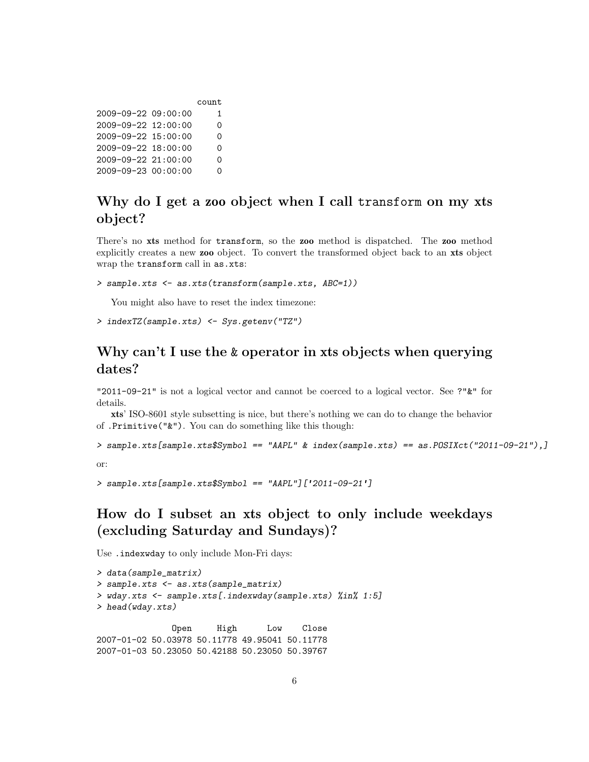```
                    count
2009-09-22 09:00:00     1
2009-09-22 12:00:00     0
2009-09-22 15:00:00     0
2009-09-22 18:00:00     0
2009-09-22 21:00:00     0
2009-09-23 00:00:00     0
```

## Why do I get a zoo object when I call `transform` on my xts object?

There's no **xts** method for `transform`, so the **zoo** method is dispatched. The **zoo** method explicitly creates a new **zoo** object. To convert the transformed object back to an **xts** object wrap the `transform` call in `as.xts`:

```
> sample.xts <- as.xts(transform(sample.xts, ABC=1))
```

You might also have to reset the index timezone:

```
> indexTZ(sample.xts) <- Sys.getenv("TZ")
```

## Why can't I use the `&` operator in xts objects when querying dates?

`"2011-09-21"` is not a logical vector and cannot be coerced to a logical vector. See `?"&"` for details.

**xts**' ISO-8601 style subsetting is nice, but there's nothing we can do to change the behavior of `.Primitive("&")`. You can do something like this though:

```
> sample.xts[sample.xts$Symbol == "AAPL" & index(sample.xts) == as.POSIXct("2011-09-21"),]
```

or:

```
> sample.xts[sample.xts$Symbol == "AAPL"]['2011-09-21']
```

## How do I subset an xts object to only include weekdays (excluding Saturday and Sundays)?

Use `.indexwday` to only include Mon-Fri days:

```
> data(sample_matrix)
> sample.xts <- as.xts(sample_matrix)
> wday.xts <- sample.xts[.indexwday(sample.xts) %in% 1:5]
> head(wday.xts)
```

```
               Open     High      Low    Close
2007-01-02 50.03978 50.11778 49.95041 50.11778
2007-01-03 50.23050 50.42188 50.23050 50.39767
```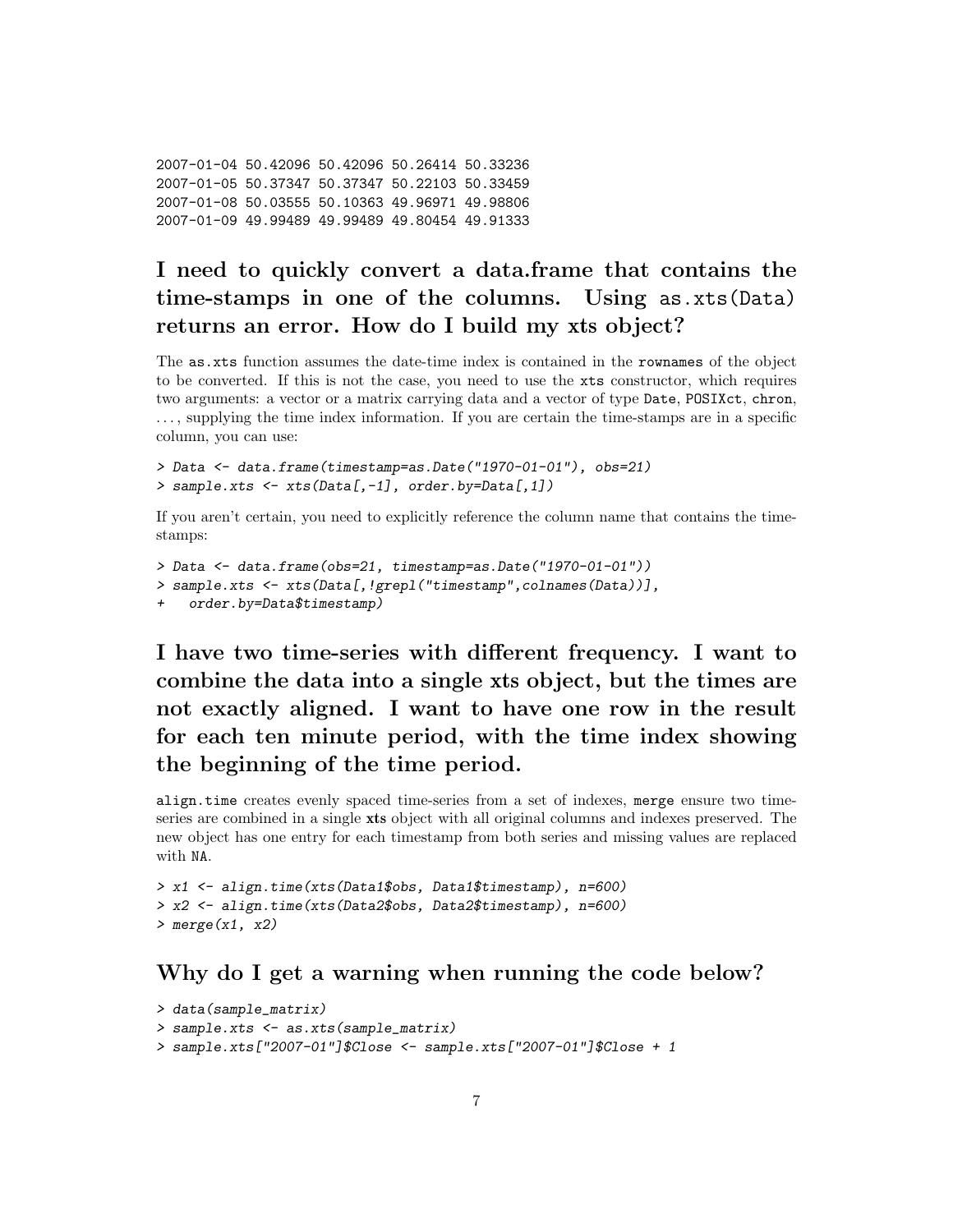```
2007-01-04 50.42096 50.42096 50.26414 50.33236
2007-01-05 50.37347 50.37347 50.22103 50.33459
2007-01-08 50.03555 50.10363 49.96971 49.98806
2007-01-09 49.99489 49.99489 49.80454 49.91333
```

## I need to quickly convert a data.frame that contains the time-stamps in one of the columns. Using as.xts(Data) returns an error. How do I build my xts object?

The `as.xts` function assumes the date-time index is contained in the `rownames` of the object to be converted. If this is not the case, you need to use the `xts` constructor, which requires two arguments: a vector or a matrix carrying data and a vector of type `Date`, `POSIXct`, `chron`, ..., supplying the time index information. If you are certain the time-stamps are in a specific column, you can use:

```
> Data <- data.frame(timestamp=as.Date("1970-01-01"), obs=21)
> sample.xts <- xts(Data[,-1], order.by=Data[,1])
```

If you aren't certain, you need to explicitly reference the column name that contains the time-stamps:

```
> Data <- data.frame(obs=21, timestamp=as.Date("1970-01-01"))
> sample.xts <- xts(Data[,!grepl("timestamp",colnames(Data))],
+   order.by=Data$timestamp)
```

## I have two time-series with different frequency. I want to combine the data into a single xts object, but the times are not exactly aligned. I want to have one row in the result for each ten minute period, with the time index showing the beginning of the time period.

`align.time` creates evenly spaced time-series from a set of indexes, `merge` ensure two time-series are combined in a single **xts** object with all original columns and indexes preserved. The new object has one entry for each timestamp from both series and missing values are replaced with `NA`.

```
> x1 <- align.time(xts(Data1$obs, Data1$timestamp), n=600)
> x2 <- align.time(xts(Data2$obs, Data2$timestamp), n=600)
> merge(x1, x2)
```

## Why do I get a warning when running the code below?

```
> data(sample_matrix)
> sample.xts <- as.xts(sample_matrix)
> sample.xts["2007-01"]$Close <- sample.xts["2007-01"]$Close + 1
```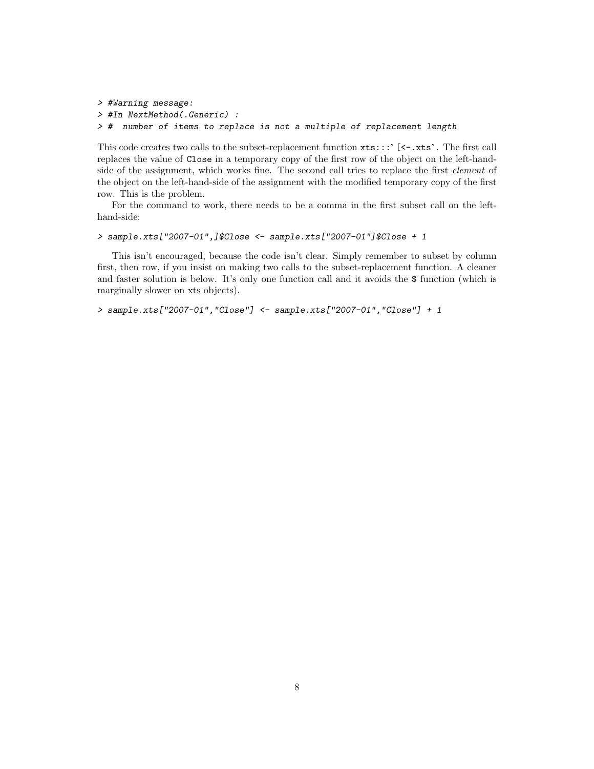```
> #Warning message:
> #In NextMethod(.Generic) :
> #  number of items to replace is not a multiple of replacement length
```

This code creates two calls to the subset-replacement function `xts:::`[<-.xts``. The first call replaces the value of `Close` in a temporary copy of the first row of the object on the left-hand-side of the assignment, which works fine. The second call tries to replace the first *element* of the object on the left-hand-side of the assignment with the modified temporary copy of the first row. This is the problem.

For the command to work, there needs to be a comma in the first subset call on the left-hand-side:

```
> sample.xts["2007-01",]$Close <- sample.xts["2007-01"]$Close + 1
```

This isn't encouraged, because the code isn't clear. Simply remember to subset by column first, then row, if you insist on making two calls to the subset-replacement function. A cleaner and faster solution is below. It's only one function call and it avoids the `$` function (which is marginally slower on xts objects).

```
> sample.xts["2007-01","Close"] <- sample.xts["2007-01","Close"] + 1
```